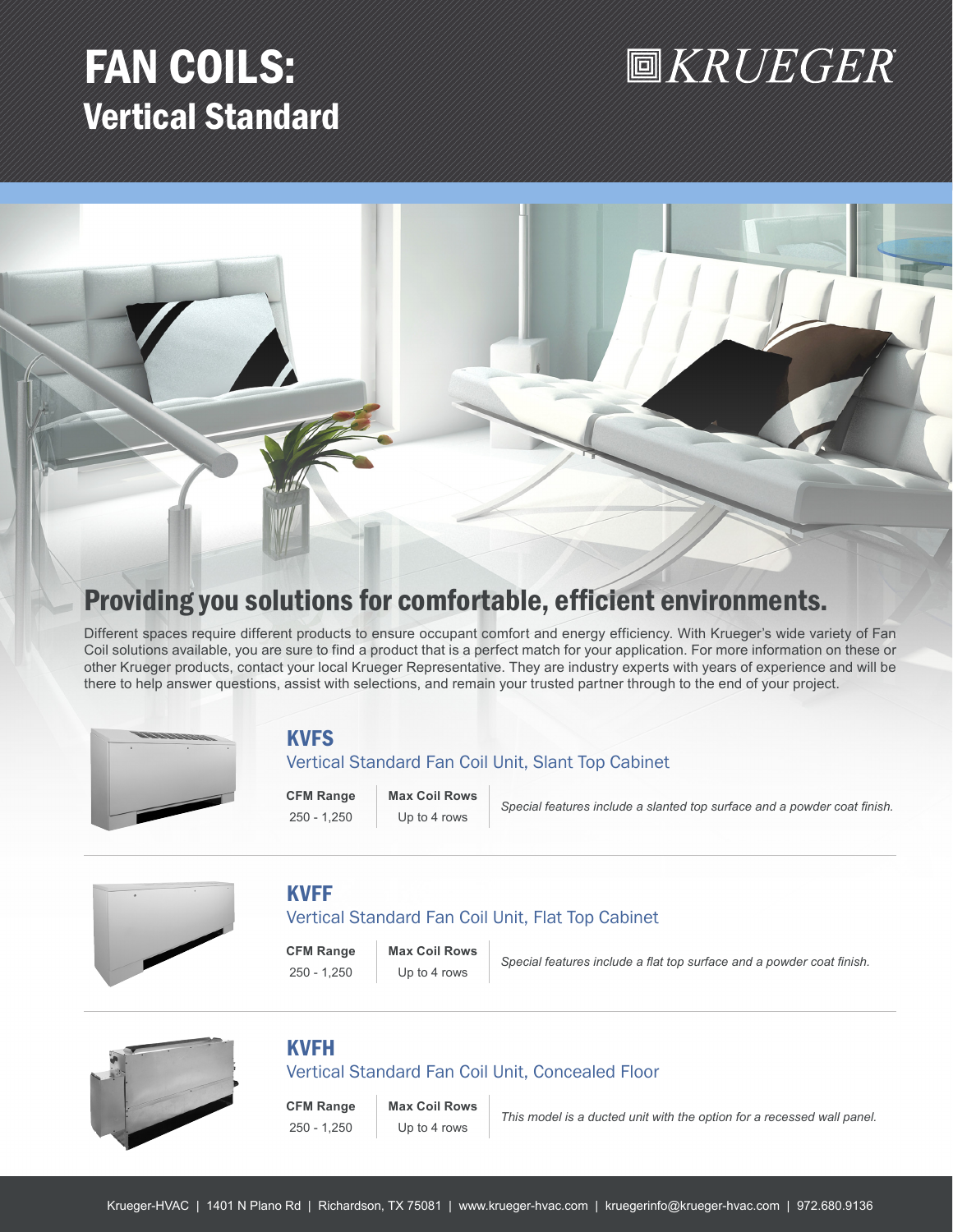# FAN COILS: Vertical Standard

KRUEGER

## Providing you solutions for comfortable, efficient environments.

Different spaces require different products to ensure occupant comfort and energy efficiency. With Krueger's wide variety of Fan Coil solutions available, you are sure to find a product that is a perfect match for your application. For more information on these or other Krueger products, contact your local Krueger Representative. They are industry experts with years of experience and will be there to help answer questions, assist with selections, and remain your trusted partner through to the end of your project.

### KVFS

Vertical Standard Fan Coil Unit, Slant Top Cabinet

| CFM Range | Max Coil Rows |
| --- | --- |
| 250 - 1,250 | Up to 4 rows |

*Special features include a slanted top surface and a powder coat finish.*

### KVFF

Vertical Standard Fan Coil Unit, Flat Top Cabinet

| CFM Range | Max Coil Rows |
| --- | --- |
| 250 - 1,250 | Up to 4 rows |

*Special features include a flat top surface and a powder coat finish.*

### KVFH

Vertical Standard Fan Coil Unit, Concealed Floor

| CFM Range | Max Coil Rows |
| --- | --- |
| 250 - 1,250 | Up to 4 rows |

*This model is a ducted unit with the option for a recessed wall panel.*

Krueger-HVAC | 1401 N Plano Rd | Richardson, TX 75081 | www.krueger-hvac.com | kruegerinfo@krueger-hvac.com | 972.680.9136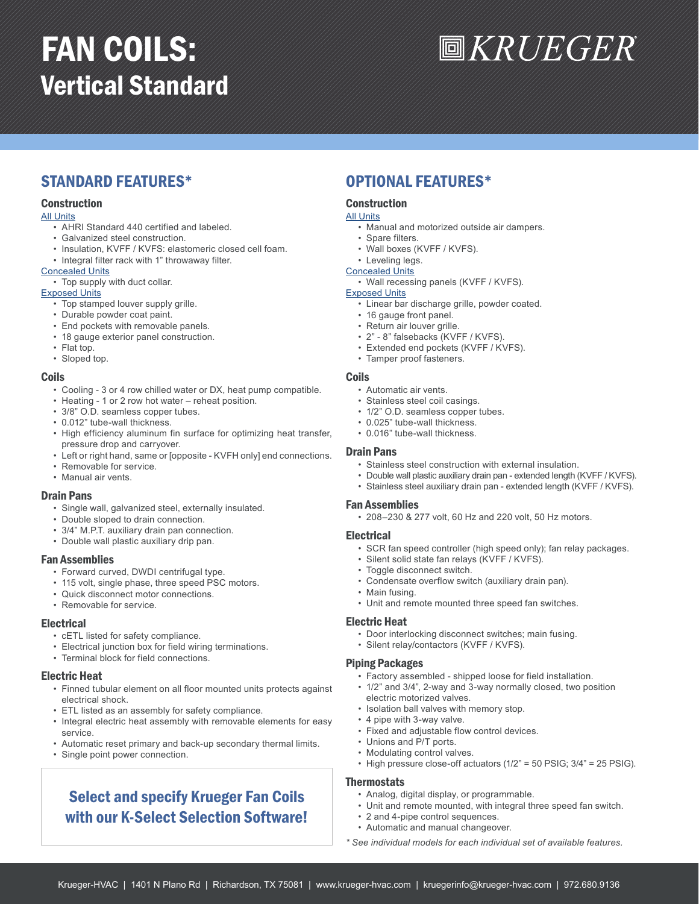# FAN COILS:
## Vertical Standard

KRUEGER

## STANDARD FEATURES*

### Construction

All Units

- AHRI Standard 440 certified and labeled.
- Galvanized steel construction.
- Insulation, KVFF / KVFS: elastomeric closed cell foam.
- Integral filter rack with 1" throwaway filter.

Concealed Units

- Top supply with duct collar.

Exposed Units

- Top stamped louver supply grille.
- Durable powder coat paint.
- End pockets with removable panels.
- 18 gauge exterior panel construction.
- Flat top.
- Sloped top.

### Coils

- Cooling - 3 or 4 row chilled water or DX, heat pump compatible.
- Heating - 1 or 2 row hot water – reheat position.
- 3/8" O.D. seamless copper tubes.
- 0.012" tube-wall thickness.
- High efficiency aluminum fin surface for optimizing heat transfer, pressure drop and carryover.
- Left or right hand, same or [opposite - KVFH only] end connections.
- Removable for service.
- Manual air vents.

### Drain Pans

- Single wall, galvanized steel, externally insulated.
- Double sloped to drain connection.
- 3/4" M.P.T. auxiliary drain pan connection.
- Double wall plastic auxiliary drip pan.

### Fan Assemblies

- Forward curved, DWDI centrifugal type.
- 115 volt, single phase, three speed PSC motors.
- Quick disconnect motor connections.
- Removable for service.

### Electrical

- cETL listed for safety compliance.
- Electrical junction box for field wiring terminations.
- Terminal block for field connections.

### Electric Heat

- Finned tubular element on all floor mounted units protects against electrical shock.
- ETL listed as an assembly for safety compliance.
- Integral electric heat assembly with removable elements for easy service.
- Automatic reset primary and back-up secondary thermal limits.
- Single point power connection.

**Select and specify Krueger Fan Coils with our K-Select Selection Software!**

## OPTIONAL FEATURES*

### Construction

All Units

- Manual and motorized outside air dampers.
- Spare filters.
- Wall boxes (KVFF / KVFS).
- Leveling legs.

Concealed Units

- Wall recessing panels (KVFF / KVFS).

Exposed Units

- Linear bar discharge grille, powder coated.
- 16 gauge front panel.
- Return air louver grille.
- 2" - 8" falsebacks (KVFF / KVFS).
- Extended end pockets (KVFF / KVFS).
- Tamper proof fasteners.

### Coils

- Automatic air vents.
- Stainless steel coil casings.
- 1/2" O.D. seamless copper tubes.
- 0.025" tube-wall thickness.
- 0.016" tube-wall thickness.

### Drain Pans

- Stainless steel construction with external insulation.
- Double wall plastic auxiliary drain pan - extended length (KVFF / KVFS).
- Stainless steel auxiliary drain pan - extended length (KVFF / KVFS).

### Fan Assemblies

- 208–230 & 277 volt, 60 Hz and 220 volt, 50 Hz motors.

### Electrical

- SCR fan speed controller (high speed only); fan relay packages.
- Silent solid state fan relays (KVFF / KVFS).
- Toggle disconnect switch.
- Condensate overflow switch (auxiliary drain pan).
- Main fusing.
- Unit and remote mounted three speed fan switches.

### Electric Heat

- Door interlocking disconnect switches; main fusing.
- Silent relay/contactors (KVFF / KVFS).

### Piping Packages

- Factory assembled - shipped loose for field installation.
- 1/2" and 3/4", 2-way and 3-way normally closed, two position electric motorized valves.
- Isolation ball valves with memory stop.
- 4 pipe with 3-way valve.
- Fixed and adjustable flow control devices.
- Unions and P/T ports.
- Modulating control valves.
- High pressure close-off actuators (1/2" = 50 PSIG; 3/4" = 25 PSIG).

### Thermostats

- Analog, digital display, or programmable.
- Unit and remote mounted, with integral three speed fan switch.
- 2 and 4-pipe control sequences.
- Automatic and manual changeover.

*\* See individual models for each individual set of available features.*

Krueger-HVAC | 1401 N Plano Rd | Richardson, TX 75081 | www.krueger-hvac.com | kruegerinfo@krueger-hvac.com | 972.680.9136